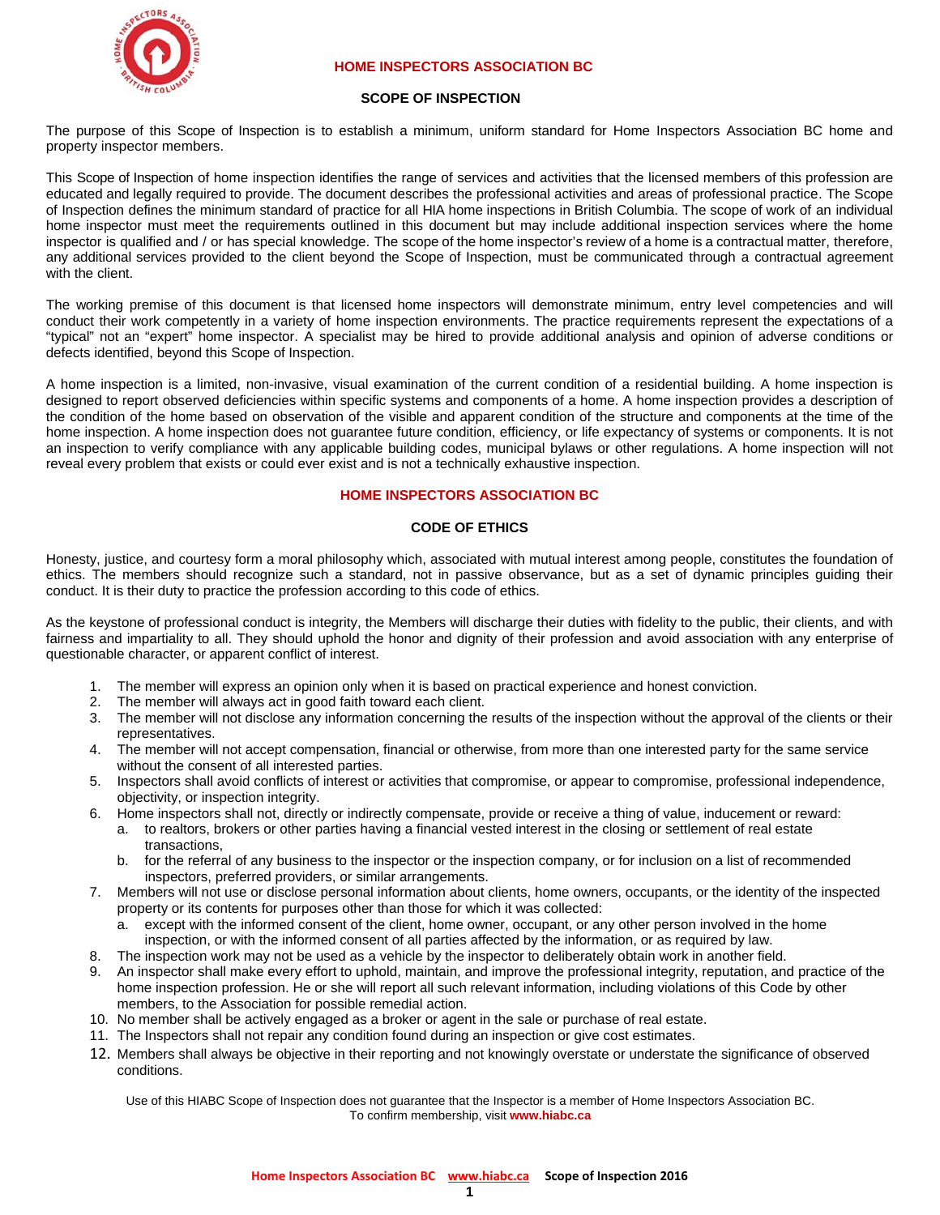# HOME INSPECTORS ASSOCIATION BC

## SCOPE OF INSPECTION

The purpose of this Scope of Inspection is to establish a minimum, uniform standard for Home Inspectors Association BC home and property inspector members.

This Scope of Inspection of home inspection identifies the range of services and activities that the licensed members of this profession are educated and legally required to provide. The document describes the professional activities and areas of professional practice. The Scope of Inspection defines the minimum standard of practice for all HIA home inspections in British Columbia. The scope of work of an individual home inspector must meet the requirements outlined in this document but may include additional inspection services where the home inspector is qualified and / or has special knowledge. The scope of the home inspector's review of a home is a contractual matter, therefore, any additional services provided to the client beyond the Scope of Inspection, must be communicated through a contractual agreement with the client.

The working premise of this document is that licensed home inspectors will demonstrate minimum, entry level competencies and will conduct their work competently in a variety of home inspection environments. The practice requirements represent the expectations of a "typical" not an "expert" home inspector. A specialist may be hired to provide additional analysis and opinion of adverse conditions or defects identified, beyond this Scope of Inspection.

A home inspection is a limited, non-invasive, visual examination of the current condition of a residential building. A home inspection is designed to report observed deficiencies within specific systems and components of a home. A home inspection provides a description of the condition of the home based on observation of the visible and apparent condition of the structure and components at the time of the home inspection. A home inspection does not guarantee future condition, efficiency, or life expectancy of systems or components. It is not an inspection to verify compliance with any applicable building codes, municipal bylaws or other regulations. A home inspection will not reveal every problem that exists or could ever exist and is not a technically exhaustive inspection.

# HOME INSPECTORS ASSOCIATION BC

## CODE OF ETHICS

Honesty, justice, and courtesy form a moral philosophy which, associated with mutual interest among people, constitutes the foundation of ethics. The members should recognize such a standard, not in passive observance, but as a set of dynamic principles guiding their conduct. It is their duty to practice the profession according to this code of ethics.

As the keystone of professional conduct is integrity, the Members will discharge their duties with fidelity to the public, their clients, and with fairness and impartiality to all. They should uphold the honor and dignity of their profession and avoid association with any enterprise of questionable character, or apparent conflict of interest.

1. The member will express an opinion only when it is based on practical experience and honest conviction.
2. The member will always act in good faith toward each client.
3. The member will not disclose any information concerning the results of the inspection without the approval of the clients or their representatives.
4. The member will not accept compensation, financial or otherwise, from more than one interested party for the same service without the consent of all interested parties.
5. Inspectors shall avoid conflicts of interest or activities that compromise, or appear to compromise, professional independence, objectivity, or inspection integrity.
6. Home inspectors shall not, directly or indirectly compensate, provide or receive a thing of value, inducement or reward:
   a. to realtors, brokers or other parties having a financial vested interest in the closing or settlement of real estate transactions,
   b. for the referral of any business to the inspector or the inspection company, or for inclusion on a list of recommended inspectors, preferred providers, or similar arrangements.
7. Members will not use or disclose personal information about clients, home owners, occupants, or the identity of the inspected property or its contents for purposes other than those for which it was collected:
   a. except with the informed consent of the client, home owner, occupant, or any other person involved in the home inspection, or with the informed consent of all parties affected by the information, or as required by law.
8. The inspection work may not be used as a vehicle by the inspector to deliberately obtain work in another field.
9. An inspector shall make every effort to uphold, maintain, and improve the professional integrity, reputation, and practice of the home inspection profession. He or she will report all such relevant information, including violations of this Code by other members, to the Association for possible remedial action.
10. No member shall be actively engaged as a broker or agent in the sale or purchase of real estate.
11. The Inspectors shall not repair any condition found during an inspection or give cost estimates.
12. Members shall always be objective in their reporting and not knowingly overstate or understate the significance of observed conditions.

Use of this HIABC Scope of Inspection does not guarantee that the Inspector is a member of Home Inspectors Association BC. To confirm membership, visit **www.hiabc.ca**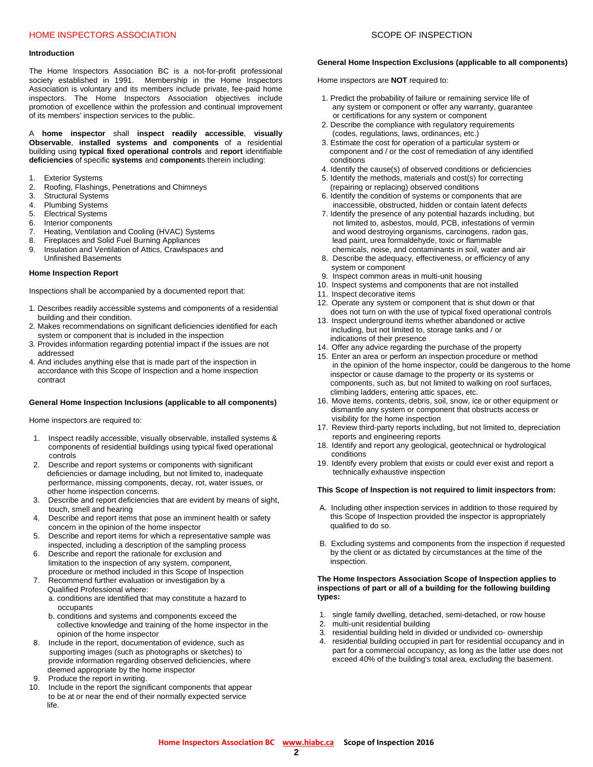## Introduction

The Home Inspectors Association BC is a not-for-profit professional society established in 1991. Membership in the Home Inspectors Association is voluntary and its members include private, fee-paid home inspectors. The Home Inspectors Association objectives include promotion of excellence within the profession and continual improvement of its members' inspection services to the public.

A **home inspector** shall **inspect readily accessible**, **visually Observable**, **installed systems and components** of a residential building using **typical fixed operational controls** and **report** identifiable **deficiencies** of specific **systems** and **component**s therein including:

1. Exterior Systems
2. Roofing, Flashings, Penetrations and Chimneys
3. Structural Systems
4. Plumbing Systems
5. Electrical Systems
6. Interior components
7. Heating, Ventilation and Cooling (HVAC) Systems
8. Fireplaces and Solid Fuel Burning Appliances
9. Insulation and Ventilation of Attics, Crawlspaces and Unfinished Basements

## Home Inspection Report

Inspections shall be accompanied by a documented report that:

1. Describes readily accessible systems and components of a residential building and their condition.
2. Makes recommendations on significant deficiencies identified for each system or component that is included in the inspection
3. Provides information regarding potential impact if the issues are not addressed
4. And includes anything else that is made part of the inspection in accordance with this Scope of Inspection and a home inspection contract

## General Home Inspection Inclusions (applicable to all components)

Home inspectors are required to:

1. Inspect readily accessible, visually observable, installed systems & components of residential buildings using typical fixed operational controls
2. Describe and report systems or components with significant deficiencies or damage including, but not limited to, inadequate performance, missing components, decay, rot, water issues, or other home inspection concerns.
3. Describe and report deficiencies that are evident by means of sight, touch, smell and hearing
4. Describe and report items that pose an imminent health or safety concern in the opinion of the home inspector
5. Describe and report items for which a representative sample was inspected, including a description of the sampling process
6. Describe and report the rationale for exclusion and limitation to the inspection of any system, component, procedure or method included in this Scope of Inspection
7. Recommend further evaluation or investigation by a Qualified Professional where:
   a. conditions are identified that may constitute a hazard to occupants
   b. conditions and systems and components exceed the collective knowledge and training of the home inspector in the opinion of the home inspector
8. Include in the report, documentation of evidence, such as supporting images (such as photographs or sketches) to provide information regarding observed deficiencies, where deemed appropriate by the home inspector
9. Produce the report in writing.
10. Include in the report the significant components that appear to be at or near the end of their normally expected service life.

## General Home Inspection Exclusions (applicable to all components)

Home inspectors are **NOT** required to:

1. Predict the probability of failure or remaining service life of any system or component or offer any warranty, guarantee or certifications for any system or component
2. Describe the compliance with regulatory requirements (codes, regulations, laws, ordinances, etc.)
3. Estimate the cost for operation of a particular system or component and / or the cost of remediation of any identified conditions
4. Identify the cause(s) of observed conditions or deficiencies
5. Identify the methods, materials and cost(s) for correcting (repairing or replacing) observed conditions
6. Identify the condition of systems or components that are inaccessible, obstructed, hidden or contain latent defects
7. Identify the presence of any potential hazards including, but not limited to, asbestos, mould, PCB, infestations of vermin and wood destroying organisms, carcinogens, radon gas, lead paint, urea formaldehyde, toxic or flammable chemicals, noise, and contaminants in soil, water and air
8. Describe the adequacy, effectiveness, or efficiency of any system or component
9. Inspect common areas in multi-unit housing
10. Inspect systems and components that are not installed
11. Inspect decorative items
12. Operate any system or component that is shut down or that does not turn on with the use of typical fixed operational controls
13. Inspect underground items whether abandoned or active including, but not limited to, storage tanks and / or indications of their presence
14. Offer any advice regarding the purchase of the property
15. Enter an area or perform an inspection procedure or method in the opinion of the home inspector, could be dangerous to the home inspector or cause damage to the property or its systems or components, such as, but not limited to walking on roof surfaces, climbing ladders, entering attic spaces, etc.
16. Move items, contents, debris, soil, snow, ice or other equipment or dismantle any system or component that obstructs access or visibility for the home inspection
17. Review third-party reports including, but not limited to, depreciation reports and engineering reports
18. Identify and report any geological, geotechnical or hydrological conditions
19. Identify every problem that exists or could ever exist and report a technically exhaustive inspection

## This Scope of Inspection is not required to limit inspectors from:

A. Including other inspection services in addition to those required by this Scope of Inspection provided the inspector is appropriately qualified to do so.

B. Excluding systems and components from the inspection if requested by the client or as dictated by circumstances at the time of the inspection.

## The Home Inspectors Association Scope of Inspection applies to inspections of part or all of a building for the following building types:

1. single family dwelling, detached, semi-detached, or row house
2. multi-unit residential building
3. residential building held in divided or undivided co- ownership
4. residential building occupied in part for residential occupancy and in part for a commercial occupancy, as long as the latter use does not exceed 40% of the building's total area, excluding the basement.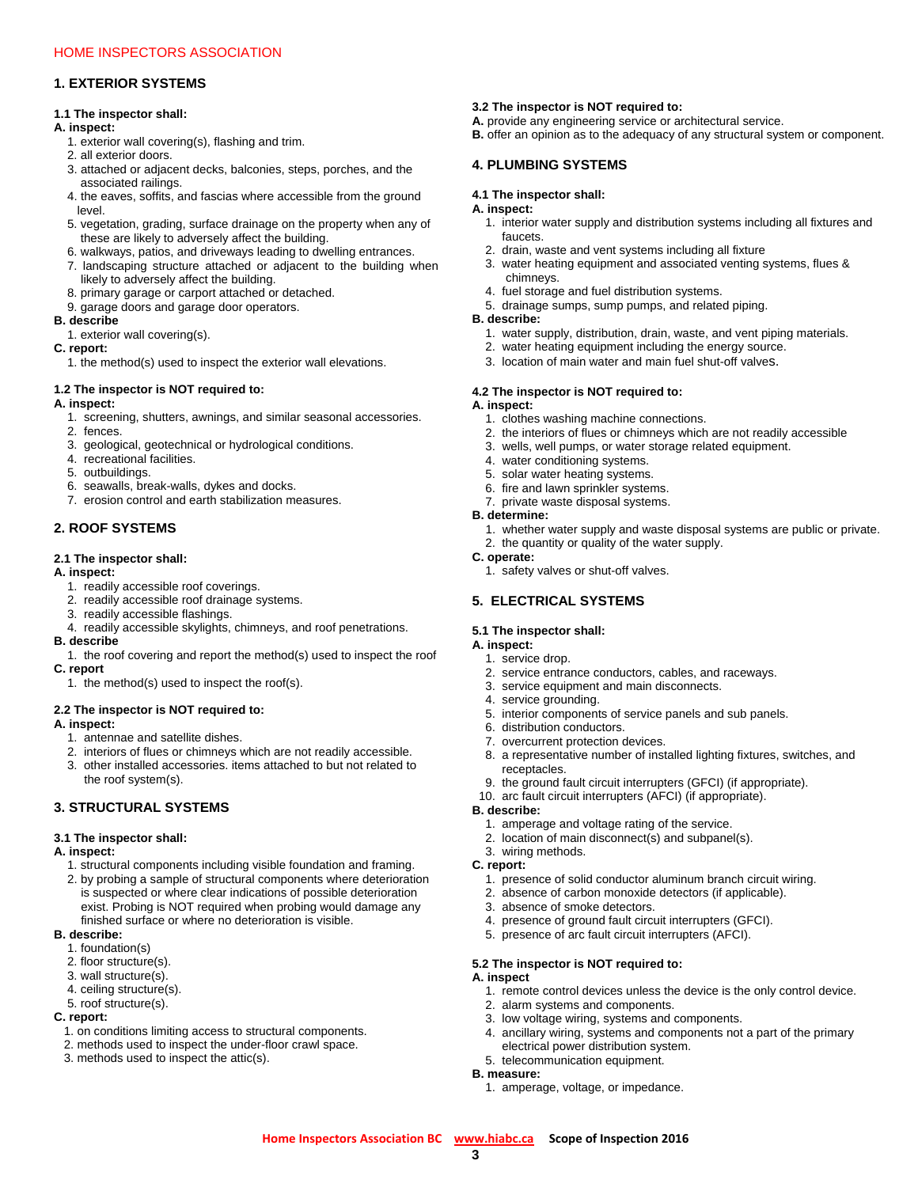## 1. EXTERIOR SYSTEMS

**1.1 The inspector shall:**

**A. inspect:**

1. exterior wall covering(s), flashing and trim.
2. all exterior doors.
3. attached or adjacent decks, balconies, steps, porches, and the associated railings.
4. the eaves, soffits, and fascias where accessible from the ground level.
5. vegetation, grading, surface drainage on the property when any of these are likely to adversely affect the building.
6. walkways, patios, and driveways leading to dwelling entrances.
7. landscaping structure attached or adjacent to the building when likely to adversely affect the building.
8. primary garage or carport attached or detached.
9. garage doors and garage door operators.

**B. describe**

1. exterior wall covering(s).

**C. report:**

1. the method(s) used to inspect the exterior wall elevations.

**1.2 The inspector is NOT required to:**

**A. inspect:**

1. screening, shutters, awnings, and similar seasonal accessories.
2. fences.
3. geological, geotechnical or hydrological conditions.
4. recreational facilities.
5. outbuildings.
6. seawalls, break-walls, dykes and docks.
7. erosion control and earth stabilization measures.

## 2. ROOF SYSTEMS

**2.1 The inspector shall:**

**A. inspect:**

1. readily accessible roof coverings.
2. readily accessible roof drainage systems.
3. readily accessible flashings.
4. readily accessible skylights, chimneys, and roof penetrations.

**B. describe**

1. the roof covering and report the method(s) used to inspect the roof

**C. report**

1. the method(s) used to inspect the roof(s).

**2.2 The inspector is NOT required to:**

**A. inspect:**

1. antennae and satellite dishes.
2. interiors of flues or chimneys which are not readily accessible.
3. other installed accessories. items attached to but not related to the roof system(s).

## 3. STRUCTURAL SYSTEMS

**3.1 The inspector shall:**

**A. inspect:**

1. structural components including visible foundation and framing.
2. by probing a sample of structural components where deterioration is suspected or where clear indications of possible deterioration exist. Probing is NOT required when probing would damage any finished surface or where no deterioration is visible.

**B. describe:**

1. foundation(s)
2. floor structure(s).
3. wall structure(s).
4. ceiling structure(s).
5. roof structure(s).

**C. report:**

1. on conditions limiting access to structural components.
2. methods used to inspect the under-floor crawl space.
3. methods used to inspect the attic(s).

**3.2 The inspector is NOT required to:**

**A.** provide any engineering service or architectural service.

**B.** offer an opinion as to the adequacy of any structural system or component.

## 4. PLUMBING SYSTEMS

**4.1 The inspector shall:**

**A. inspect:**

1. interior water supply and distribution systems including all fixtures and faucets.
2. drain, waste and vent systems including all fixture
3. water heating equipment and associated venting systems, flues & chimneys.
4. fuel storage and fuel distribution systems.
5. drainage sumps, sump pumps, and related piping.

**B. describe:**

1. water supply, distribution, drain, waste, and vent piping materials.
2. water heating equipment including the energy source.
3. location of main water and main fuel shut-off valves.

**4.2 The inspector is NOT required to:**

**A. inspect:**

1. clothes washing machine connections.
2. the interiors of flues or chimneys which are not readily accessible
3. wells, well pumps, or water storage related equipment.
4. water conditioning systems.
5. solar water heating systems.
6. fire and lawn sprinkler systems.
7. private waste disposal systems.

**B. determine:**

1. whether water supply and waste disposal systems are public or private.
2. the quantity or quality of the water supply.

**C. operate:**

1. safety valves or shut-off valves.

## 5. ELECTRICAL SYSTEMS

**5.1 The inspector shall:**

**A. inspect:**

1. service drop.
2. service entrance conductors, cables, and raceways.
3. service equipment and main disconnects.
4. service grounding.
5. interior components of service panels and sub panels.
6. distribution conductors.
7. overcurrent protection devices.
8. a representative number of installed lighting fixtures, switches, and receptacles.
9. the ground fault circuit interrupters (GFCI) (if appropriate).
10. arc fault circuit interrupters (AFCI) (if appropriate).

**B. describe:**

1. amperage and voltage rating of the service.
2. location of main disconnect(s) and subpanel(s).
3. wiring methods.

**C. report:**

1. presence of solid conductor aluminum branch circuit wiring.
2. absence of carbon monoxide detectors (if applicable).
3. absence of smoke detectors.
4. presence of ground fault circuit interrupters (GFCI).
5. presence of arc fault circuit interrupters (AFCI).

**5.2 The inspector is NOT required to:**

**A. inspect**

1. remote control devices unless the device is the only control device.
2. alarm systems and components.
3. low voltage wiring, systems and components.
4. ancillary wiring, systems and components not a part of the primary electrical power distribution system.
5. telecommunication equipment.

**B. measure:**

1. amperage, voltage, or impedance.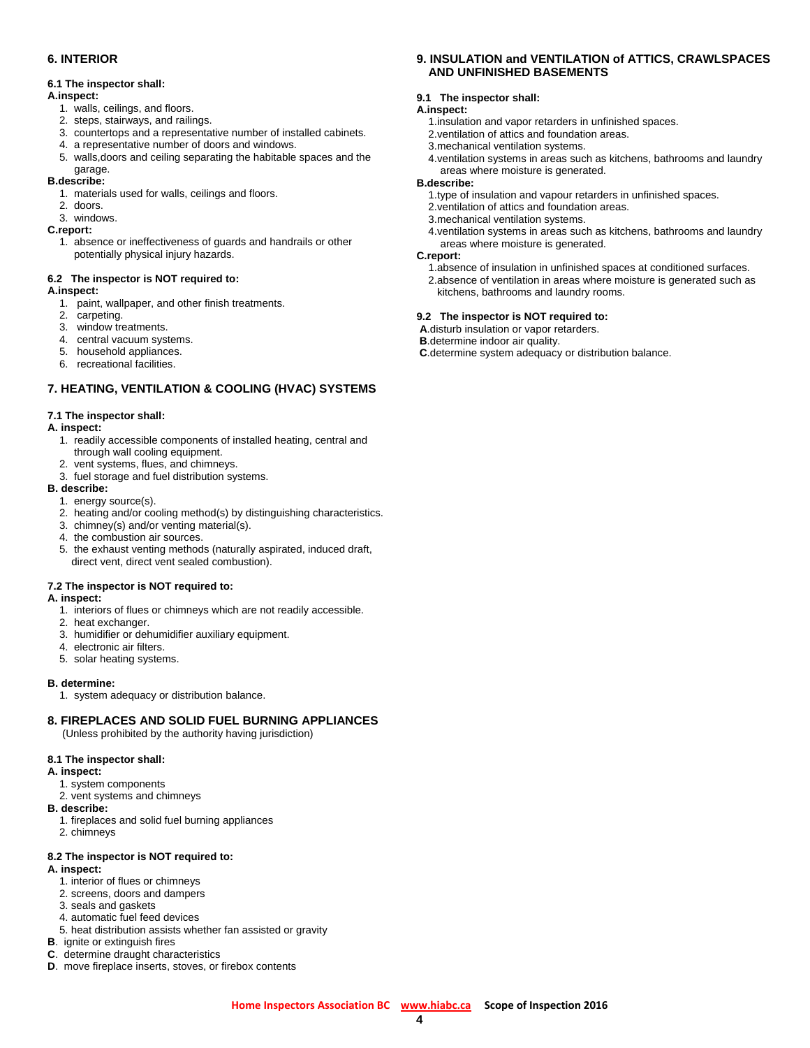## 6. INTERIOR

### 6.1 The inspector shall:

**A.inspect:**

1. walls, ceilings, and floors.
2. steps, stairways, and railings.
3. countertops and a representative number of installed cabinets.
4. a representative number of doors and windows.
5. walls,doors and ceiling separating the habitable spaces and the garage.

**B.describe:**

1. materials used for walls, ceilings and floors.
2. doors.
3. windows.

**C.report:**

1. absence or ineffectiveness of guards and handrails or other potentially physical injury hazards.

### 6.2 The inspector is NOT required to:

**A.inspect:**

1. paint, wallpaper, and other finish treatments.
2. carpeting.
3. window treatments.
4. central vacuum systems.
5. household appliances.
6. recreational facilities.

## 7. HEATING, VENTILATION & COOLING (HVAC) SYSTEMS

### 7.1 The inspector shall:

**A. inspect:**

1. readily accessible components of installed heating, central and through wall cooling equipment.
2. vent systems, flues, and chimneys.
3. fuel storage and fuel distribution systems.

**B. describe:**

1. energy source(s).
2. heating and/or cooling method(s) by distinguishing characteristics.
3. chimney(s) and/or venting material(s).
4. the combustion air sources.
5. the exhaust venting methods (naturally aspirated, induced draft, direct vent, direct vent sealed combustion).

### 7.2 The inspector is NOT required to:

**A. inspect:**

1. interiors of flues or chimneys which are not readily accessible.
2. heat exchanger.
3. humidifier or dehumidifier auxiliary equipment.
4. electronic air filters.
5. solar heating systems.

**B. determine:**

1. system adequacy or distribution balance.

## 8. FIREPLACES AND SOLID FUEL BURNING APPLIANCES

(Unless prohibited by the authority having jurisdiction)

### 8.1 The inspector shall:

**A. inspect:**

1. system components
2. vent systems and chimneys

**B. describe:**

1. fireplaces and solid fuel burning appliances
2. chimneys

### 8.2 The inspector is NOT required to:

**A. inspect:**

1. interior of flues or chimneys
2. screens, doors and dampers
3. seals and gaskets
4. automatic fuel feed devices
5. heat distribution assists whether fan assisted or gravity

**B**. ignite or extinguish fires

**C**. determine draught characteristics

**D**. move fireplace inserts, stoves, or firebox contents

## 9. INSULATION and VENTILATION of ATTICS, CRAWLSPACES AND UNFINISHED BASEMENTS

### 9.1 The inspector shall:

**A.inspect:**

1. insulation and vapor retarders in unfinished spaces.
2. ventilation of attics and foundation areas.
3. mechanical ventilation systems.
4. ventilation systems in areas such as kitchens, bathrooms and laundry areas where moisture is generated.

**B.describe:**

1. type of insulation and vapour retarders in unfinished spaces.
2. ventilation of attics and foundation areas.
3. mechanical ventilation systems.
4. ventilation systems in areas such as kitchens, bathrooms and laundry areas where moisture is generated.

**C.report:**

1. absence of insulation in unfinished spaces at conditioned surfaces.
2. absence of ventilation in areas where moisture is generated such as kitchens, bathrooms and laundry rooms.

### 9.2 The inspector is NOT required to:

**A**.disturb insulation or vapor retarders.

**B**.determine indoor air quality.

**C**.determine system adequacy or distribution balance.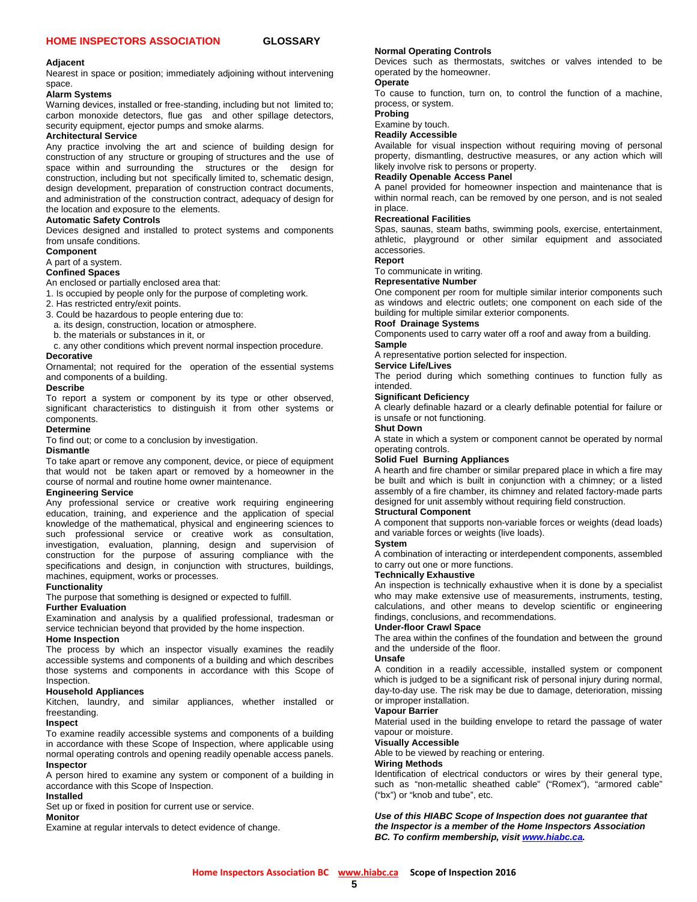**HOME INSPECTORS ASSOCIATION GLOSSARY**

**Adjacent**
Nearest in space or position; immediately adjoining without intervening space.

**Alarm Systems**
Warning devices, installed or free-standing, including but not limited to; carbon monoxide detectors, flue gas and other spillage detectors, security equipment, ejector pumps and smoke alarms.

**Architectural Service**
Any practice involving the art and science of building design for construction of any structure or grouping of structures and the use of space within and surrounding the structures or the design for construction, including but not specifically limited to, schematic design, design development, preparation of construction contract documents, and administration of the construction contract, adequacy of design for the location and exposure to the elements.

**Automatic Safety Controls**
Devices designed and installed to protect systems and components from unsafe conditions.

**Component**
A part of a system.

**Confined Spaces**
An enclosed or partially enclosed area that:

1. Is occupied by people only for the purpose of completing work.
2. Has restricted entry/exit points.
3. Could be hazardous to people entering due to:
   a. its design, construction, location or atmosphere.
   b. the materials or substances in it, or
   c. any other conditions which prevent normal inspection procedure.

**Decorative**
Ornamental; not required for the operation of the essential systems and components of a building.

**Describe**
To report a system or component by its type or other observed, significant characteristics to distinguish it from other systems or components.

**Determine**
To find out; or come to a conclusion by investigation.

**Dismantle**
To take apart or remove any component, device, or piece of equipment that would not be taken apart or removed by a homeowner in the course of normal and routine home owner maintenance.

**Engineering Service**
Any professional service or creative work requiring engineering education, training, and experience and the application of special knowledge of the mathematical, physical and engineering sciences to such professional service or creative work as consultation, investigation, evaluation, planning, design and supervision of construction for the purpose of assuring compliance with the specifications and design, in conjunction with structures, buildings, machines, equipment, works or processes.

**Functionality**
The purpose that something is designed or expected to fulfill.

**Further Evaluation**
Examination and analysis by a qualified professional, tradesman or service technician beyond that provided by the home inspection.

**Home Inspection**
The process by which an inspector visually examines the readily accessible systems and components of a building and which describes those systems and components in accordance with this Scope of Inspection.

**Household Appliances**
Kitchen, laundry, and similar appliances, whether installed or freestanding.

**Inspect**
To examine readily accessible systems and components of a building in accordance with these Scope of Inspection, where applicable using normal operating controls and opening readily openable access panels.

**Inspector**
A person hired to examine any system or component of a building in accordance with this Scope of Inspection.

**Installed**
Set up or fixed in position for current use or service.

**Monitor**
Examine at regular intervals to detect evidence of change.

**Normal Operating Controls**
Devices such as thermostats, switches or valves intended to be operated by the homeowner.

**Operate**
To cause to function, turn on, to control the function of a machine, process, or system.

**Probing**
Examine by touch.

**Readily Accessible**
Available for visual inspection without requiring moving of personal property, dismantling, destructive measures, or any action which will likely involve risk to persons or property.

**Readily Openable Access Panel**
A panel provided for homeowner inspection and maintenance that is within normal reach, can be removed by one person, and is not sealed in place.

**Recreational Facilities**
Spas, saunas, steam baths, swimming pools, exercise, entertainment, athletic, playground or other similar equipment and associated accessories.

**Report**
To communicate in writing.

**Representative Number**
One component per room for multiple similar interior components such as windows and electric outlets; one component on each side of the building for multiple similar exterior components.

**Roof Drainage Systems**
Components used to carry water off a roof and away from a building.

**Sample**
A representative portion selected for inspection.

**Service Life/Lives**
The period during which something continues to function fully as intended.

**Significant Deficiency**
A clearly definable hazard or a clearly definable potential for failure or is unsafe or not functioning.

**Shut Down**
A state in which a system or component cannot be operated by normal operating controls.

**Solid Fuel Burning Appliances**
A hearth and fire chamber or similar prepared place in which a fire may be built and which is built in conjunction with a chimney; or a listed assembly of a fire chamber, its chimney and related factory-made parts designed for unit assembly without requiring field construction.

**Structural Component**
A component that supports non-variable forces or weights (dead loads) and variable forces or weights (live loads).

**System**
A combination of interacting or interdependent components, assembled to carry out one or more functions.

**Technically Exhaustive**
An inspection is technically exhaustive when it is done by a specialist who may make extensive use of measurements, instruments, testing, calculations, and other means to develop scientific or engineering findings, conclusions, and recommendations.

**Under-floor Crawl Space**
The area within the confines of the foundation and between the ground and the underside of the floor.

**Unsafe**
A condition in a readily accessible, installed system or component which is judged to be a significant risk of personal injury during normal, day-to-day use. The risk may be due to damage, deterioration, missing or improper installation.

**Vapour Barrier**
Material used in the building envelope to retard the passage of water vapour or moisture.

**Visually Accessible**
Able to be viewed by reaching or entering.

**Wiring Methods**
Identification of electrical conductors or wires by their general type, such as "non-metallic sheathed cable" ("Romex"), "armored cable" ("bx") or "knob and tube", etc.

***Use of this HIABC Scope of Inspection does not guarantee that the Inspector is a member of the Home Inspectors Association BC. To confirm membership, visit [www.hiabc.ca](http://www.hiabc.ca).***